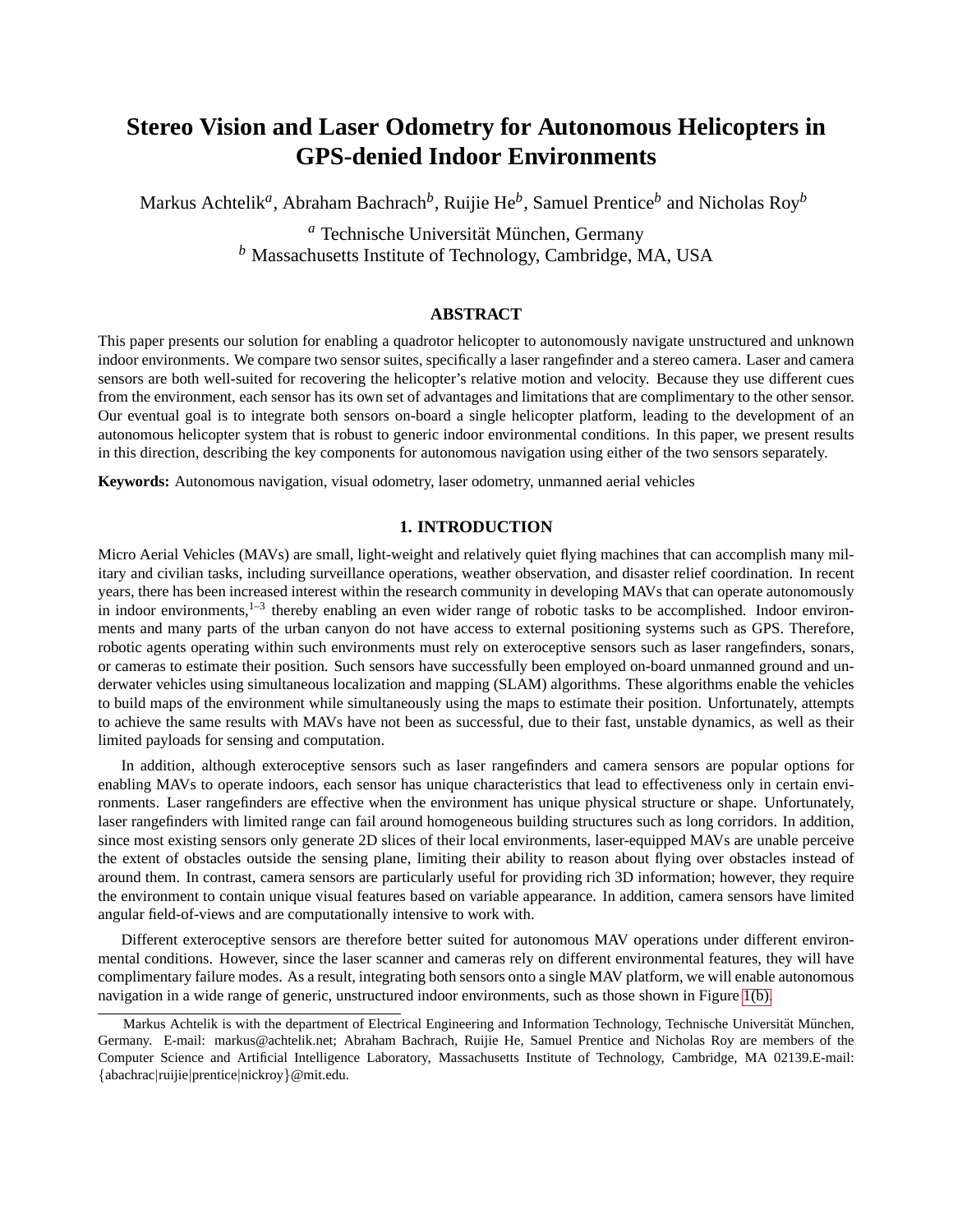# Stereo Vision and Laser Odometry for Autonomous Helicopters in GPS-denied Indoor Environments

Markus Achtelik[a], Abraham Bachrach[b], Ruijie He[b], Samuel Prentice[b] and Nicholas Roy[b]

[a] Technische Universität München, Germany
[b] Massachusetts Institute of Technology, Cambridge, MA, USA

## ABSTRACT

This paper presents our solution for enabling a quadrotor helicopter to autonomously navigate unstructured and unknown indoor environments. We compare two sensor suites, specifically a laser rangefinder and a stereo camera. Laser and camera sensors are both well-suited for recovering the helicopter's relative motion and velocity. Because they use different cues from the environment, each sensor has its own set of advantages and limitations that are complimentary to the other sensor. Our eventual goal is to integrate both sensors on-board a single helicopter platform, leading to the development of an autonomous helicopter system that is robust to generic indoor environmental conditions. In this paper, we present results in this direction, describing the key components for autonomous navigation using either of the two sensors separately.

**Keywords:** Autonomous navigation, visual odometry, laser odometry, unmanned aerial vehicles

## 1. INTRODUCTION

Micro Aerial Vehicles (MAVs) are small, light-weight and relatively quiet flying machines that can accomplish many military and civilian tasks, including surveillance operations, weather observation, and disaster relief coordination. In recent years, there has been increased interest within the research community in developing MAVs that can operate autonomously in indoor environments,[1–3] thereby enabling an even wider range of robotic tasks to be accomplished. Indoor environments and many parts of the urban canyon do not have access to external positioning systems such as GPS. Therefore, robotic agents operating within such environments must rely on exteroceptive sensors such as laser rangefinders, sonars, or cameras to estimate their position. Such sensors have successfully been employed on-board unmanned ground and underwater vehicles using simultaneous localization and mapping (SLAM) algorithms. These algorithms enable the vehicles to build maps of the environment while simultaneously using the maps to estimate their position. Unfortunately, attempts to achieve the same results with MAVs have not been as successful, due to their fast, unstable dynamics, as well as their limited payloads for sensing and computation.

In addition, although exteroceptive sensors such as laser rangefinders and camera sensors are popular options for enabling MAVs to operate indoors, each sensor has unique characteristics that lead to effectiveness only in certain environments. Laser rangefinders are effective when the environment has unique physical structure or shape. Unfortunately, laser rangefinders with limited range can fail around homogeneous building structures such as long corridors. In addition, since most existing sensors only generate 2D slices of their local environments, laser-equipped MAVs are unable perceive the extent of obstacles outside the sensing plane, limiting their ability to reason about flying over obstacles instead of around them. In contrast, camera sensors are particularly useful for providing rich 3D information; however, they require the environment to contain unique visual features based on variable appearance. In addition, camera sensors have limited angular field-of-views and are computationally intensive to work with.

Different exteroceptive sensors are therefore better suited for autonomous MAV operations under different environmental conditions. However, since the laser scanner and cameras rely on different environmental features, they will have complimentary failure modes. As a result, integrating both sensors onto a single MAV platform, we will enable autonomous navigation in a wide range of generic, unstructured indoor environments, such as those shown in Figure 1(b).

Markus Achtelik is with the department of Electrical Engineering and Information Technology, Technische Universität München, Germany. E-mail: markus@achtelik.net; Abraham Bachrach, Ruijie He, Samuel Prentice and Nicholas Roy are members of the Computer Science and Artificial Intelligence Laboratory, Massachusetts Institute of Technology, Cambridge, MA 02139.E-mail: {abachrac|ruijie|prentice|nickroy}@mit.edu.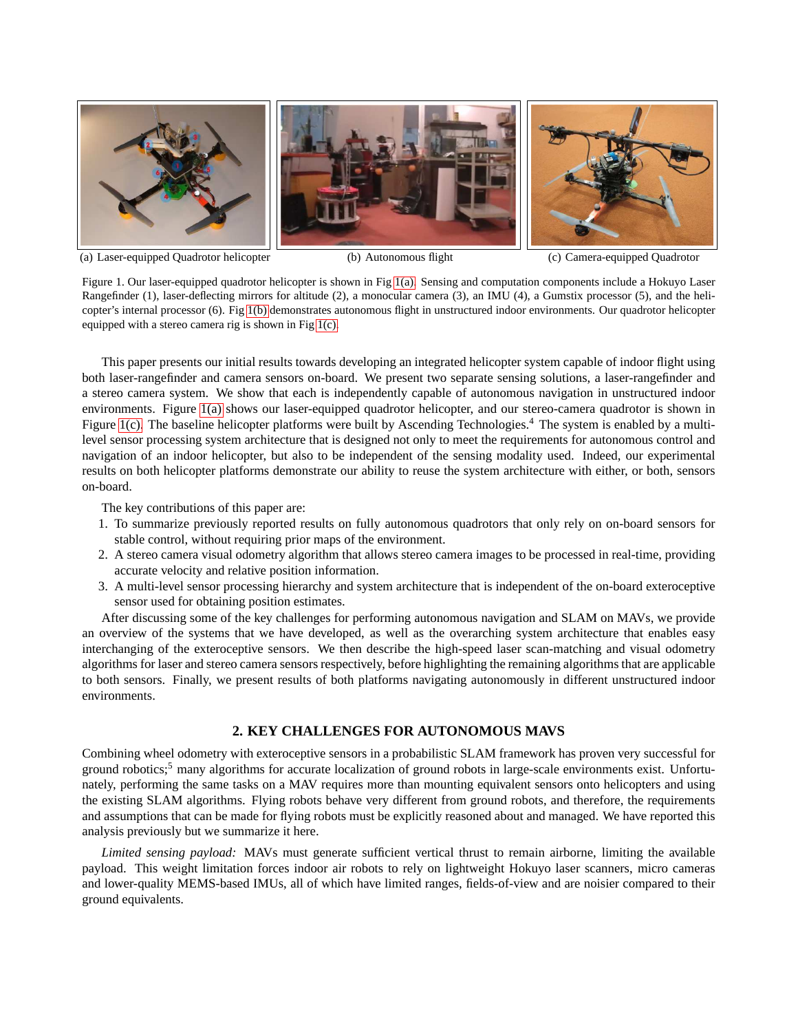(a) Laser-equipped Quadrotor helicopter

(b) Autonomous flight

(c) Camera-equipped Quadrotor

Figure 1. Our laser-equipped quadrotor helicopter is shown in Fig 1(a). Sensing and computation components include a Hokuyo Laser Rangefinder (1), laser-deflecting mirrors for altitude (2), a monocular camera (3), an IMU (4), a Gumstix processor (5), and the helicopter's internal processor (6). Fig 1(b) demonstrates autonomous flight in unstructured indoor environments. Our quadrotor helicopter equipped with a stereo camera rig is shown in Fig 1(c).

This paper presents our initial results towards developing an integrated helicopter system capable of indoor flight using both laser-rangefinder and camera sensors on-board. We present two separate sensing solutions, a laser-rangefinder and a stereo camera system. We show that each is independently capable of autonomous navigation in unstructured indoor environments. Figure 1(a) shows our laser-equipped quadrotor helicopter, and our stereo-camera quadrotor is shown in Figure 1(c). The baseline helicopter platforms were built by Ascending Technologies.[4] The system is enabled by a multi-level sensor processing system architecture that is designed not only to meet the requirements for autonomous control and navigation of an indoor helicopter, but also to be independent of the sensing modality used. Indeed, our experimental results on both helicopter platforms demonstrate our ability to reuse the system architecture with either, or both, sensors on-board.

The key contributions of this paper are:

1. To summarize previously reported results on fully autonomous quadrotors that only rely on on-board sensors for stable control, without requiring prior maps of the environment.
2. A stereo camera visual odometry algorithm that allows stereo camera images to be processed in real-time, providing accurate velocity and relative position information.
3. A multi-level sensor processing hierarchy and system architecture that is independent of the on-board exteroceptive sensor used for obtaining position estimates.

After discussing some of the key challenges for performing autonomous navigation and SLAM on MAVs, we provide an overview of the systems that we have developed, as well as the overarching system architecture that enables easy interchanging of the exteroceptive sensors. We then describe the high-speed laser scan-matching and visual odometry algorithms for laser and stereo camera sensors respectively, before highlighting the remaining algorithms that are applicable to both sensors. Finally, we present results of both platforms navigating autonomously in different unstructured indoor environments.

## 2. KEY CHALLENGES FOR AUTONOMOUS MAVS

Combining wheel odometry with exteroceptive sensors in a probabilistic SLAM framework has proven very successful for ground robotics;[5] many algorithms for accurate localization of ground robots in large-scale environments exist. Unfortunately, performing the same tasks on a MAV requires more than mounting equivalent sensors onto helicopters and using the existing SLAM algorithms. Flying robots behave very different from ground robots, and therefore, the requirements and assumptions that can be made for flying robots must be explicitly reasoned about and managed. We have reported this analysis previously but we summarize it here.

*Limited sensing payload:* MAVs must generate sufficient vertical thrust to remain airborne, limiting the available payload. This weight limitation forces indoor air robots to rely on lightweight Hokuyo laser scanners, micro cameras and lower-quality MEMS-based IMUs, all of which have limited ranges, fields-of-view and are noisier compared to their ground equivalents.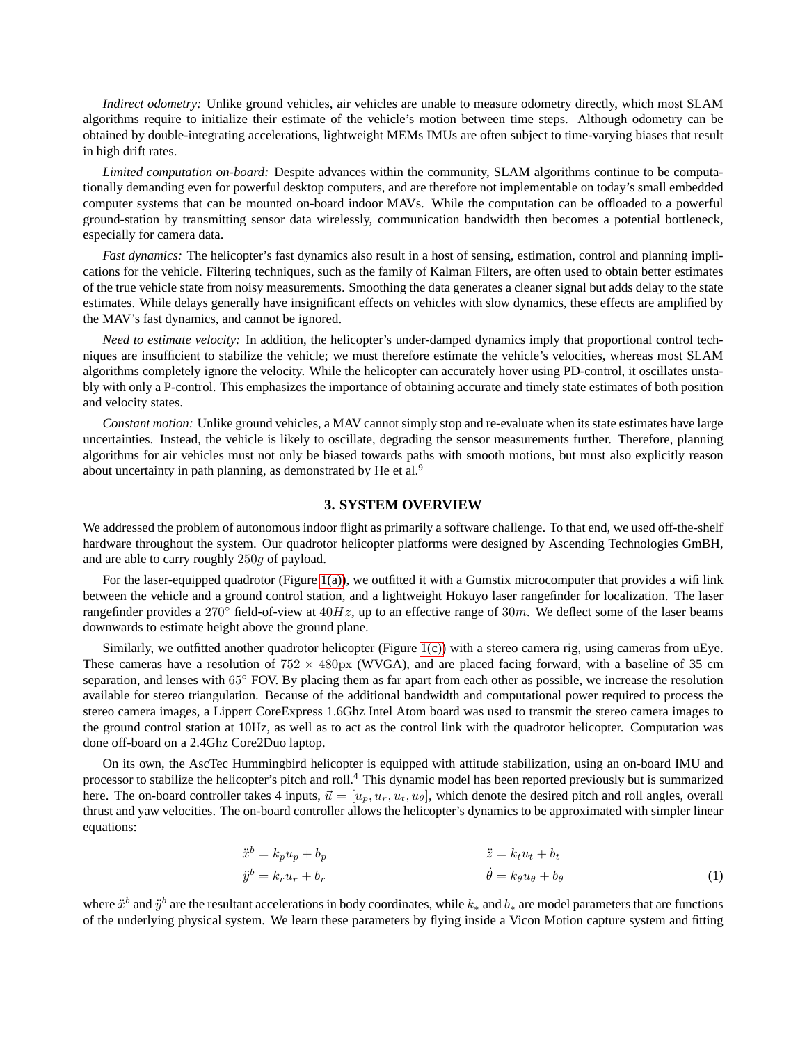*Indirect odometry:* Unlike ground vehicles, air vehicles are unable to measure odometry directly, which most SLAM algorithms require to initialize their estimate of the vehicle's motion between time steps. Although odometry can be obtained by double-integrating accelerations, lightweight MEMs IMUs are often subject to time-varying biases that result in high drift rates.

*Limited computation on-board:* Despite advances within the community, SLAM algorithms continue to be computationally demanding even for powerful desktop computers, and are therefore not implementable on today's small embedded computer systems that can be mounted on-board indoor MAVs. While the computation can be offloaded to a powerful ground-station by transmitting sensor data wirelessly, communication bandwidth then becomes a potential bottleneck, especially for camera data.

*Fast dynamics:* The helicopter's fast dynamics also result in a host of sensing, estimation, control and planning implications for the vehicle. Filtering techniques, such as the family of Kalman Filters, are often used to obtain better estimates of the true vehicle state from noisy measurements. Smoothing the data generates a cleaner signal but adds delay to the state estimates. While delays generally have insignificant effects on vehicles with slow dynamics, these effects are amplified by the MAV's fast dynamics, and cannot be ignored.

*Need to estimate velocity:* In addition, the helicopter's under-damped dynamics imply that proportional control techniques are insufficient to stabilize the vehicle; we must therefore estimate the vehicle's velocities, whereas most SLAM algorithms completely ignore the velocity. While the helicopter can accurately hover using PD-control, it oscillates unstably with only a P-control. This emphasizes the importance of obtaining accurate and timely state estimates of both position and velocity states.

*Constant motion:* Unlike ground vehicles, a MAV cannot simply stop and re-evaluate when its state estimates have large uncertainties. Instead, the vehicle is likely to oscillate, degrading the sensor measurements further. Therefore, planning algorithms for air vehicles must not only be biased towards paths with smooth motions, but must also explicitly reason about uncertainty in path planning, as demonstrated by He et al.[9]

## 3. SYSTEM OVERVIEW

We addressed the problem of autonomous indoor flight as primarily a software challenge. To that end, we used off-the-shelf hardware throughout the system. Our quadrotor helicopter platforms were designed by Ascending Technologies GmBH, and are able to carry roughly $250g$ of payload.

For the laser-equipped quadrotor (Figure 1(a)), we outfitted it with a Gumstix microcomputer that provides a wifi link between the vehicle and a ground control station, and a lightweight Hokuyo laser rangefinder for localization. The laser rangefinder provides a $270°$ field-of-view at $40Hz$, up to an effective range of $30m$. We deflect some of the laser beams downwards to estimate height above the ground plane.

Similarly, we outfitted another quadrotor helicopter (Figure 1(c)) with a stereo camera rig, using cameras from uEye. These cameras have a resolution of $752 \times 480$px (WVGA), and are placed facing forward, with a baseline of 35 cm separation, and lenses with $65°$ FOV. By placing them as far apart from each other as possible, we increase the resolution available for stereo triangulation. Because of the additional bandwidth and computational power required to process the stereo camera images, a Lippert CoreExpress 1.6Ghz Intel Atom board was used to transmit the stereo camera images to the ground control station at 10Hz, as well as to act as the control link with the quadrotor helicopter. Computation was done off-board on a 2.4Ghz Core2Duo laptop.

On its own, the AscTec Hummingbird helicopter is equipped with attitude stabilization, using an on-board IMU and processor to stabilize the helicopter's pitch and roll.[4] This dynamic model has been reported previously but is summarized here. The on-board controller takes 4 inputs, $\vec{u} = [u_p, u_r, u_t, u_\theta]$, which denote the desired pitch and roll angles, overall thrust and yaw velocities. The on-board controller allows the helicopter's dynamics to be approximated with simpler linear equations:

$$
\begin{aligned}
\ddot{x}^b &= k_p u_p + b_p & \qquad \ddot{z} &= k_t u_t + b_t \\
\ddot{y}^b &= k_r u_r + b_r & \qquad \dot{\theta} &= k_\theta u_\theta + b_\theta
\end{aligned}
\tag{1}
$$

where $\ddot{x}^b$ and $\ddot{y}^b$ are the resultant accelerations in body coordinates, while $k_*$ and $b_*$ are model parameters that are functions of the underlying physical system. We learn these parameters by flying inside a Vicon Motion capture system and fitting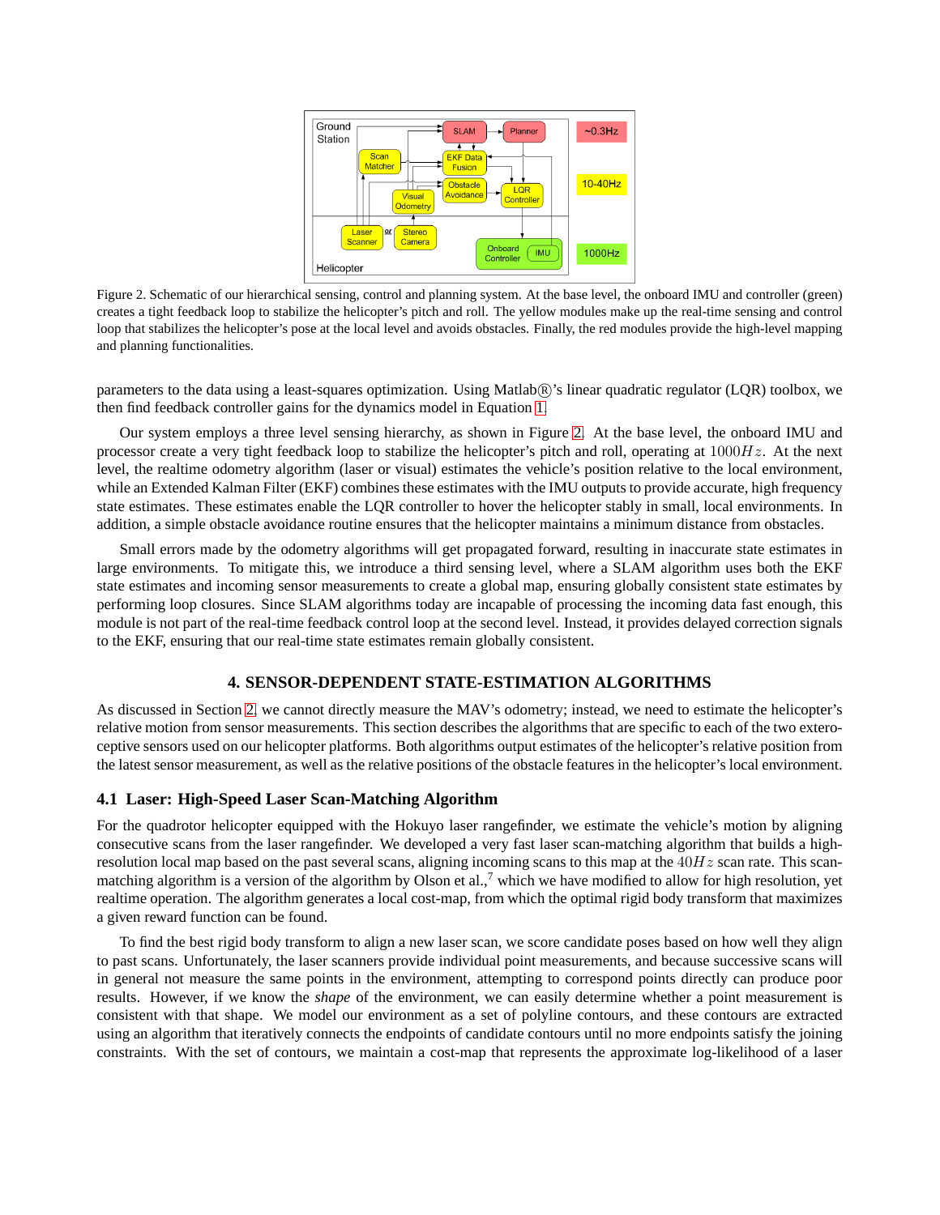Figure 2. Schematic of our hierarchical sensing, control and planning system. At the base level, the onboard IMU and controller (green) creates a tight feedback loop to stabilize the helicopter's pitch and roll. The yellow modules make up the real-time sensing and control loop that stabilizes the helicopter's pose at the local level and avoids obstacles. Finally, the red modules provide the high-level mapping and planning functionalities.

parameters to the data using a least-squares optimization. Using Matlab®'s linear quadratic regulator (LQR) toolbox, we then find feedback controller gains for the dynamics model in Equation 1.

Our system employs a three level sensing hierarchy, as shown in Figure 2. At the base level, the onboard IMU and processor create a very tight feedback loop to stabilize the helicopter's pitch and roll, operating at $1000Hz$. At the next level, the realtime odometry algorithm (laser or visual) estimates the vehicle's position relative to the local environment, while an Extended Kalman Filter (EKF) combines these estimates with the IMU outputs to provide accurate, high frequency state estimates. These estimates enable the LQR controller to hover the helicopter stably in small, local environments. In addition, a simple obstacle avoidance routine ensures that the helicopter maintains a minimum distance from obstacles.

Small errors made by the odometry algorithms will get propagated forward, resulting in inaccurate state estimates in large environments. To mitigate this, we introduce a third sensing level, where a SLAM algorithm uses both the EKF state estimates and incoming sensor measurements to create a global map, ensuring globally consistent state estimates by performing loop closures. Since SLAM algorithms today are incapable of processing the incoming data fast enough, this module is not part of the real-time feedback control loop at the second level. Instead, it provides delayed correction signals to the EKF, ensuring that our real-time state estimates remain globally consistent.

## 4. SENSOR-DEPENDENT STATE-ESTIMATION ALGORITHMS

As discussed in Section 2, we cannot directly measure the MAV's odometry; instead, we need to estimate the helicopter's relative motion from sensor measurements. This section describes the algorithms that are specific to each of the two exteroceptive sensors used on our helicopter platforms. Both algorithms output estimates of the helicopter's relative position from the latest sensor measurement, as well as the relative positions of the obstacle features in the helicopter's local environment.

### 4.1 Laser: High-Speed Laser Scan-Matching Algorithm

For the quadrotor helicopter equipped with the Hokuyo laser rangefinder, we estimate the vehicle's motion by aligning consecutive scans from the laser rangefinder. We developed a very fast laser scan-matching algorithm that builds a high-resolution local map based on the past several scans, aligning incoming scans to this map at the $40Hz$ scan rate. This scan-matching algorithm is a version of the algorithm by Olson et al.,[7] which we have modified to allow for high resolution, yet realtime operation. The algorithm generates a local cost-map, from which the optimal rigid body transform that maximizes a given reward function can be found.

To find the best rigid body transform to align a new laser scan, we score candidate poses based on how well they align to past scans. Unfortunately, the laser scanners provide individual point measurements, and because successive scans will in general not measure the same points in the environment, attempting to correspond points directly can produce poor results. However, if we know the *shape* of the environment, we can easily determine whether a point measurement is consistent with that shape. We model our environment as a set of polyline contours, and these contours are extracted using an algorithm that iteratively connects the endpoints of candidate contours until no more endpoints satisfy the joining constraints. With the set of contours, we maintain a cost-map that represents the approximate log-likelihood of a laser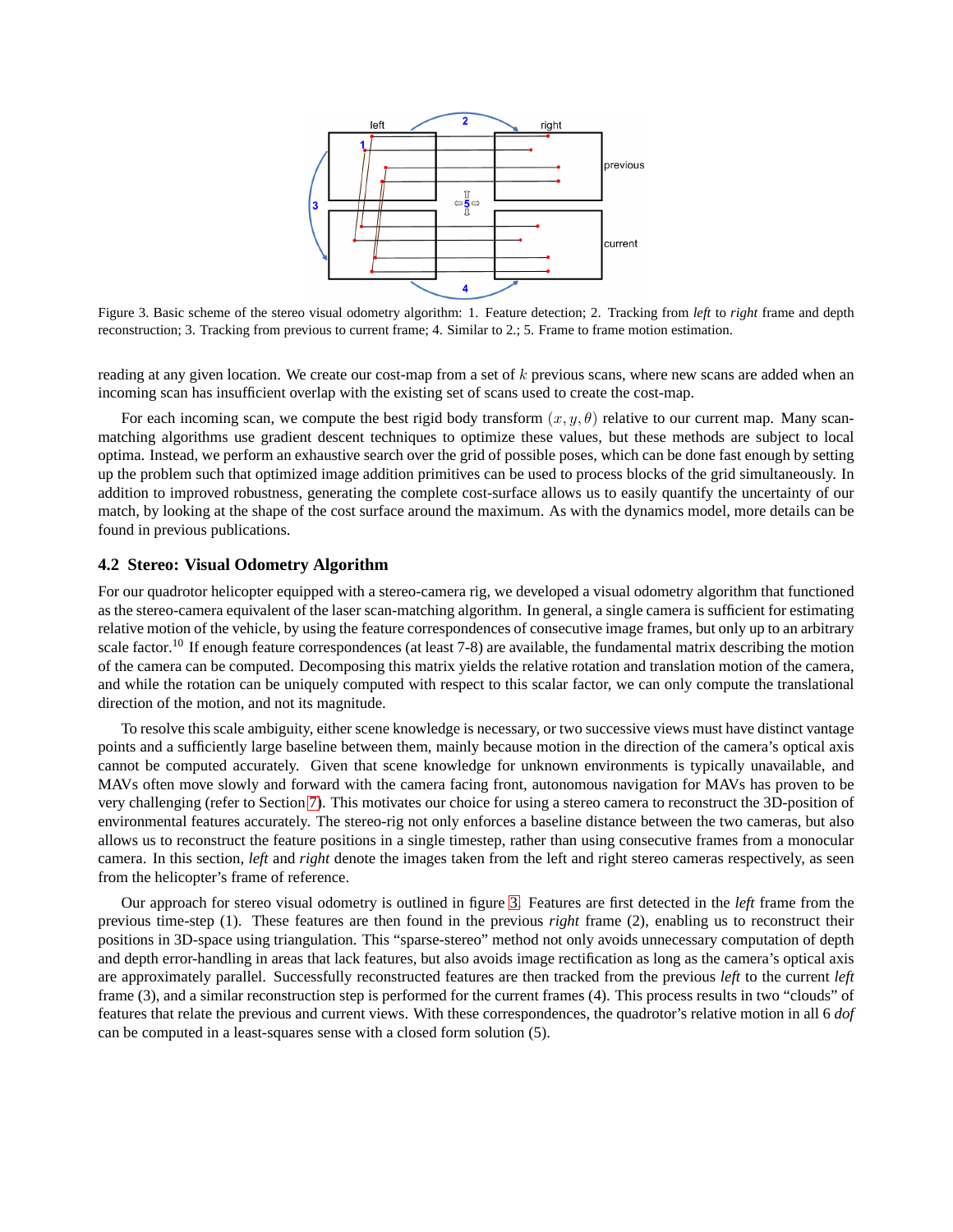left

right

previous

current

1

2

3

4

5

Figure 3. Basic scheme of the stereo visual odometry algorithm: 1. Feature detection; 2. Tracking from *left* to *right* frame and depth reconstruction; 3. Tracking from previous to current frame; 4. Similar to 2.; 5. Frame to frame motion estimation.

reading at any given location. We create our cost-map from a set of $k$ previous scans, where new scans are added when an incoming scan has insufficient overlap with the existing set of scans used to create the cost-map.

For each incoming scan, we compute the best rigid body transform $(x, y, \theta)$ relative to our current map. Many scan-matching algorithms use gradient descent techniques to optimize these values, but these methods are subject to local optima. Instead, we perform an exhaustive search over the grid of possible poses, which can be done fast enough by setting up the problem such that optimized image addition primitives can be used to process blocks of the grid simultaneously. In addition to improved robustness, generating the complete cost-surface allows us to easily quantify the uncertainty of our match, by looking at the shape of the cost surface around the maximum. As with the dynamics model, more details can be found in previous publications.

## 4.2 Stereo: Visual Odometry Algorithm

For our quadrotor helicopter equipped with a stereo-camera rig, we developed a visual odometry algorithm that functioned as the stereo-camera equivalent of the laser scan-matching algorithm. In general, a single camera is sufficient for estimating relative motion of the vehicle, by using the feature correspondences of consecutive image frames, but only up to an arbitrary scale factor.[10] If enough feature correspondences (at least 7-8) are available, the fundamental matrix describing the motion of the camera can be computed. Decomposing this matrix yields the relative rotation and translation motion of the camera, and while the rotation can be uniquely computed with respect to this scalar factor, we can only compute the translational direction of the motion, and not its magnitude.

To resolve this scale ambiguity, either scene knowledge is necessary, or two successive views must have distinct vantage points and a sufficiently large baseline between them, mainly because motion in the direction of the camera's optical axis cannot be computed accurately. Given that scene knowledge for unknown environments is typically unavailable, and MAVs often move slowly and forward with the camera facing front, autonomous navigation for MAVs has proven to be very challenging (refer to Section 7). This motivates our choice for using a stereo camera to reconstruct the 3D-position of environmental features accurately. The stereo-rig not only enforces a baseline distance between the two cameras, but also allows us to reconstruct the feature positions in a single timestep, rather than using consecutive frames from a monocular camera. In this section, *left* and *right* denote the images taken from the left and right stereo cameras respectively, as seen from the helicopter's frame of reference.

Our approach for stereo visual odometry is outlined in figure 3. Features are first detected in the *left* frame from the previous time-step (1). These features are then found in the previous *right* frame (2), enabling us to reconstruct their positions in 3D-space using triangulation. This "sparse-stereo" method not only avoids unnecessary computation of depth and depth error-handling in areas that lack features, but also avoids image rectification as long as the camera's optical axis are approximately parallel. Successfully reconstructed features are then tracked from the previous *left* to the current *left* frame (3), and a similar reconstruction step is performed for the current frames (4). This process results in two "clouds" of features that relate the previous and current views. With these correspondences, the quadrotor's relative motion in all 6 *dof* can be computed in a least-squares sense with a closed form solution (5).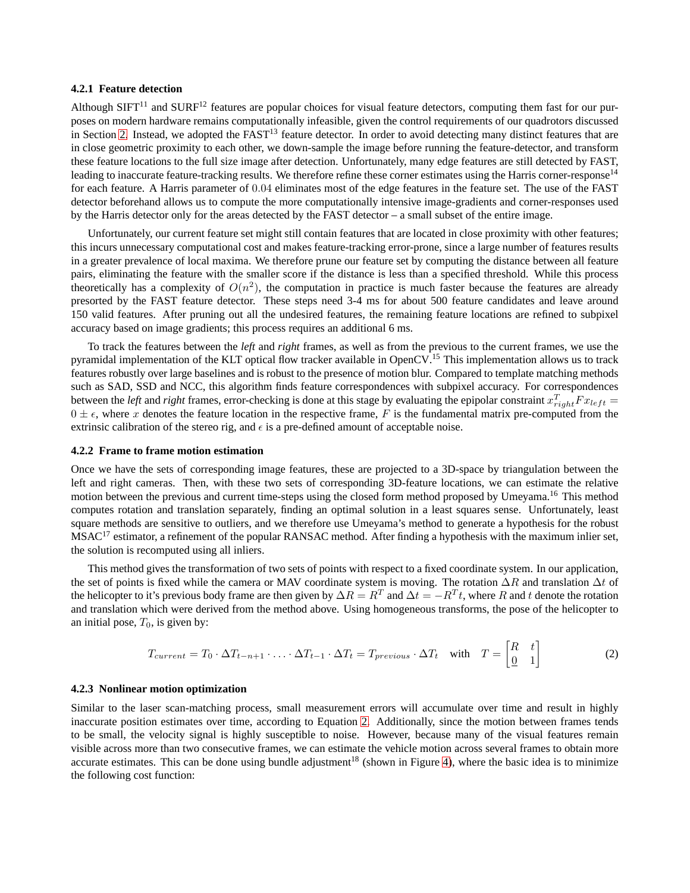#### 4.2.1 Feature detection

Although SIFT[11] and SURF[12] features are popular choices for visual feature detectors, computing them fast for our purposes on modern hardware remains computationally infeasible, given the control requirements of our quadrotors discussed in Section 2. Instead, we adopted the FAST[13] feature detector. In order to avoid detecting many distinct features that are in close geometric proximity to each other, we down-sample the image before running the feature-detector, and transform these feature locations to the full size image after detection. Unfortunately, many edge features are still detected by FAST, leading to inaccurate feature-tracking results. We therefore refine these corner estimates using the Harris corner-response[14] for each feature. A Harris parameter of $0.04$ eliminates most of the edge features in the feature set. The use of the FAST detector beforehand allows us to compute the more computationally intensive image-gradients and corner-responses used by the Harris detector only for the areas detected by the FAST detector – a small subset of the entire image.

Unfortunately, our current feature set might still contain features that are located in close proximity with other features; this incurs unnecessary computational cost and makes feature-tracking error-prone, since a large number of features results in a greater prevalence of local maxima. We therefore prune our feature set by computing the distance between all feature pairs, eliminating the feature with the smaller score if the distance is less than a specified threshold. While this process theoretically has a complexity of $O(n^2)$, the computation in practice is much faster because the features are already presorted by the FAST feature detector. These steps need 3-4 ms for about 500 feature candidates and leave around 150 valid features. After pruning out all the undesired features, the remaining feature locations are refined to subpixel accuracy based on image gradients; this process requires an additional 6 ms.

To track the features between the *left* and *right* frames, as well as from the previous to the current frames, we use the pyramidal implementation of the KLT optical flow tracker available in OpenCV.[15] This implementation allows us to track features robustly over large baselines and is robust to the presence of motion blur. Compared to template matching methods such as SAD, SSD and NCC, this algorithm finds feature correspondences with subpixel accuracy. For correspondences between the *left* and *right* frames, error-checking is done at this stage by evaluating the epipolar constraint $x_{right}^T F x_{left} = 0 \pm \epsilon$, where $x$ denotes the feature location in the respective frame, $F$ is the fundamental matrix pre-computed from the extrinsic calibration of the stereo rig, and $\epsilon$ is a pre-defined amount of acceptable noise.

#### 4.2.2 Frame to frame motion estimation

Once we have the sets of corresponding image features, these are projected to a 3D-space by triangulation between the left and right cameras. Then, with these two sets of corresponding 3D-feature locations, we can estimate the relative motion between the previous and current time-steps using the closed form method proposed by Umeyama.[16] This method computes rotation and translation separately, finding an optimal solution in a least squares sense. Unfortunately, least square methods are sensitive to outliers, and we therefore use Umeyama's method to generate a hypothesis for the robust MSAC[17] estimator, a refinement of the popular RANSAC method. After finding a hypothesis with the maximum inlier set, the solution is recomputed using all inliers.

This method gives the transformation of two sets of points with respect to a fixed coordinate system. In our application, the set of points is fixed while the camera or MAV coordinate system is moving. The rotation $\Delta R$ and translation $\Delta t$ of the helicopter to it's previous body frame are then given by $\Delta R = R^T$ and $\Delta t = -R^T t$, where $R$ and $t$ denote the rotation and translation which were derived from the method above. Using homogeneous transforms, the pose of the helicopter to an initial pose, $T_0$, is given by:

$$T_{current} = T_0 \cdot \Delta T_{t-n+1} \cdot \ldots \cdot \Delta T_{t-1} \cdot \Delta T_t = T_{previous} \cdot \Delta T_t \quad \text{with} \quad T = \begin{bmatrix} R & t \\ \underline{0} & 1 \end{bmatrix} \tag{2}$$

#### 4.2.3 Nonlinear motion optimization

Similar to the laser scan-matching process, small measurement errors will accumulate over time and result in highly inaccurate position estimates over time, according to Equation 2. Additionally, since the motion between frames tends to be small, the velocity signal is highly susceptible to noise. However, because many of the visual features remain visible across more than two consecutive frames, we can estimate the vehicle motion across several frames to obtain more accurate estimates. This can be done using bundle adjustment[18] (shown in Figure 4), where the basic idea is to minimize the following cost function: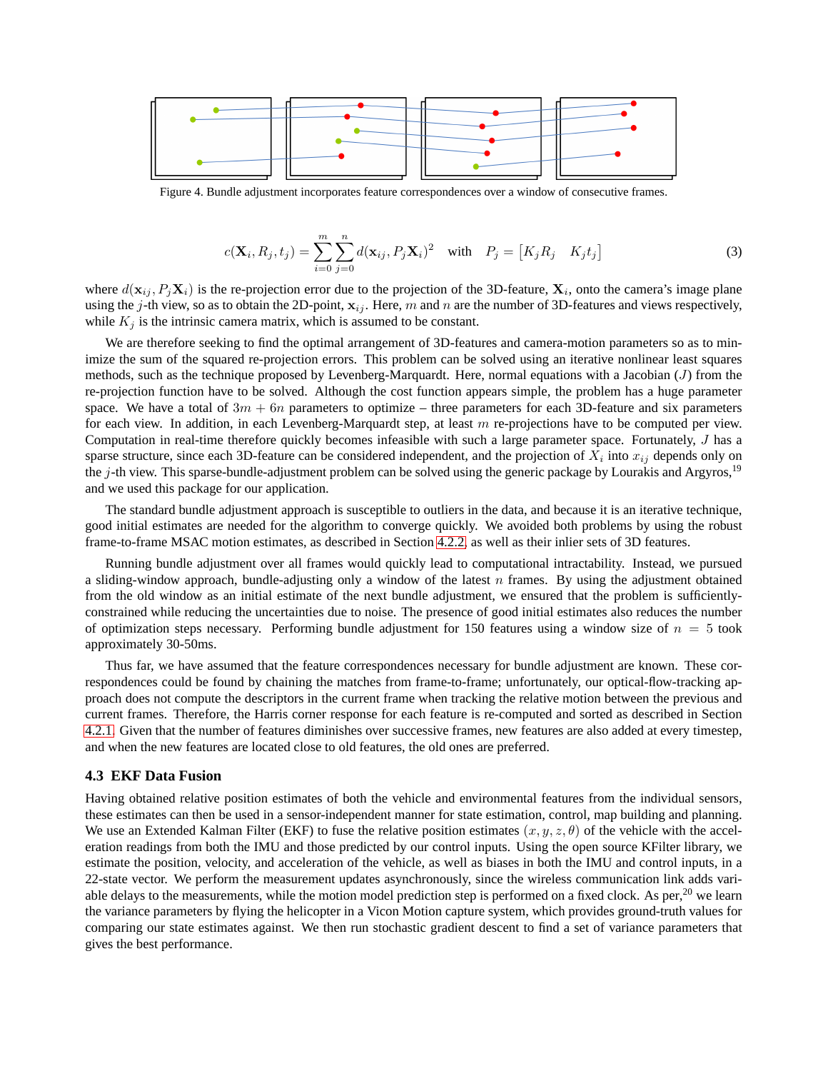Figure 4. Bundle adjustment incorporates feature correspondences over a window of consecutive frames.

$$c(\mathbf{X}_i, R_j, t_j) = \sum_{i=0}^{m} \sum_{j=0}^{n} d(\mathbf{x}_{ij}, P_j \mathbf{X}_i)^2 \quad \text{with} \quad P_j = \begin{bmatrix} K_j R_j & K_j t_j \end{bmatrix} \tag{3}$$

where $d(\mathbf{x}_{ij}, P_j\mathbf{X}_i)$ is the re-projection error due to the projection of the 3D-feature, $\mathbf{X}_i$, onto the camera's image plane using the $j$-th view, so as to obtain the 2D-point, $\mathbf{x}_{ij}$. Here, $m$ and $n$ are the number of 3D-features and views respectively, while $K_j$ is the intrinsic camera matrix, which is assumed to be constant.

We are therefore seeking to find the optimal arrangement of 3D-features and camera-motion parameters so as to minimize the sum of the squared re-projection errors. This problem can be solved using an iterative nonlinear least squares methods, such as the technique proposed by Levenberg-Marquardt. Here, normal equations with a Jacobian ($J$) from the re-projection function have to be solved. Although the cost function appears simple, the problem has a huge parameter space. We have a total of $3m + 6n$ parameters to optimize – three parameters for each 3D-feature and six parameters for each view. In addition, in each Levenberg-Marquardt step, at least $m$ re-projections have to be computed per view. Computation in real-time therefore quickly becomes infeasible with such a large parameter space. Fortunately, $J$ has a sparse structure, since each 3D-feature can be considered independent, and the projection of $X_i$ into $x_{ij}$ depends only on the $j$-th view. This sparse-bundle-adjustment problem can be solved using the generic package by Lourakis and Argyros,[19] and we used this package for our application.

The standard bundle adjustment approach is susceptible to outliers in the data, and because it is an iterative technique, good initial estimates are needed for the algorithm to converge quickly. We avoided both problems by using the robust frame-to-frame MSAC motion estimates, as described in Section 4.2.2, as well as their inlier sets of 3D features.

Running bundle adjustment over all frames would quickly lead to computational intractability. Instead, we pursued a sliding-window approach, bundle-adjusting only a window of the latest $n$ frames. By using the adjustment obtained from the old window as an initial estimate of the next bundle adjustment, we ensured that the problem is sufficiently-constrained while reducing the uncertainties due to noise. The presence of good initial estimates also reduces the number of optimization steps necessary. Performing bundle adjustment for 150 features using a window size of $n = 5$ took approximately 30-50ms.

Thus far, we have assumed that the feature correspondences necessary for bundle adjustment are known. These correspondences could be found by chaining the matches from frame-to-frame; unfortunately, our optical-flow-tracking approach does not compute the descriptors in the current frame when tracking the relative motion between the previous and current frames. Therefore, the Harris corner response for each feature is re-computed and sorted as described in Section 4.2.1. Given that the number of features diminishes over successive frames, new features are also added at every timestep, and when the new features are located close to old features, the old ones are preferred.

### 4.3 EKF Data Fusion

Having obtained relative position estimates of both the vehicle and environmental features from the individual sensors, these estimates can then be used in a sensor-independent manner for state estimation, control, map building and planning. We use an Extended Kalman Filter (EKF) to fuse the relative position estimates $(x, y, z, \theta)$ of the vehicle with the acceleration readings from both the IMU and those predicted by our control inputs. Using the open source KFilter library, we estimate the position, velocity, and acceleration of the vehicle, as well as biases in both the IMU and control inputs, in a 22-state vector. We perform the measurement updates asynchronously, since the wireless communication link adds variable delays to the measurements, while the motion model prediction step is performed on a fixed clock. As per,[20] we learn the variance parameters by flying the helicopter in a Vicon Motion capture system, which provides ground-truth values for comparing our state estimates against. We then run stochastic gradient descent to find a set of variance parameters that gives the best performance.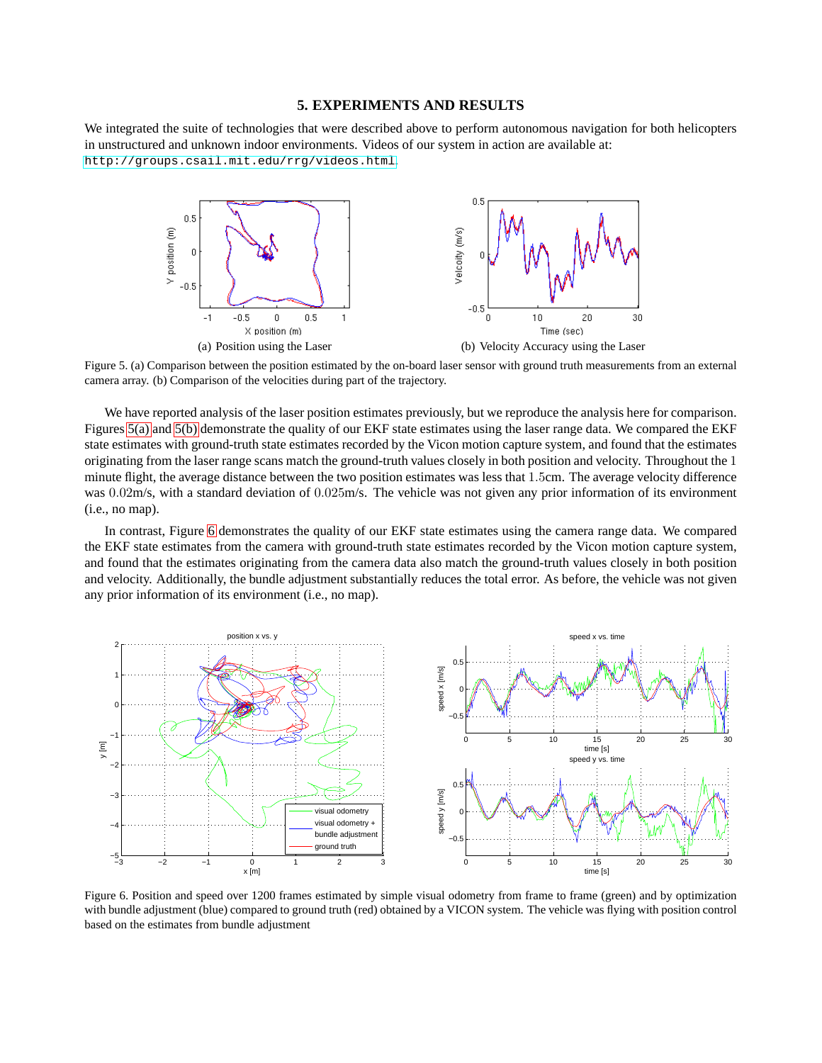## 5. EXPERIMENTS AND RESULTS

We integrated the suite of technologies that were described above to perform autonomous navigation for both helicopters in unstructured and unknown indoor environments. Videos of our system in action are available at: http://groups.csail.mit.edu/rrg/videos.html.

(a) Position using the Laser

(b) Velocity Accuracy using the Laser

Figure 5. (a) Comparison between the position estimated by the on-board laser sensor with ground truth measurements from an external camera array. (b) Comparison of the velocities during part of the trajectory.

We have reported analysis of the laser position estimates previously, but we reproduce the analysis here for comparison. Figures 5(a) and 5(b) demonstrate the quality of our EKF state estimates using the laser range data. We compared the EKF state estimates with ground-truth state estimates recorded by the Vicon motion capture system, and found that the estimates originating from the laser range scans match the ground-truth values closely in both position and velocity. Throughout the 1 minute flight, the average distance between the two position estimates was less that 1.5cm. The average velocity difference was 0.02m/s, with a standard deviation of 0.025m/s. The vehicle was not given any prior information of its environment (i.e., no map).

In contrast, Figure 6 demonstrates the quality of our EKF state estimates using the camera range data. We compared the EKF state estimates from the camera with ground-truth state estimates recorded by the Vicon motion capture system, and found that the estimates originating from the camera data also match the ground-truth values closely in both position and velocity. Additionally, the bundle adjustment substantially reduces the total error. As before, the vehicle was not given any prior information of its environment (i.e., no map).

Figure 6. Position and speed over 1200 frames estimated by simple visual odometry from frame to frame (green) and by optimization with bundle adjustment (blue) compared to ground truth (red) obtained by a VICON system. The vehicle was flying with position control based on the estimates from bundle adjustment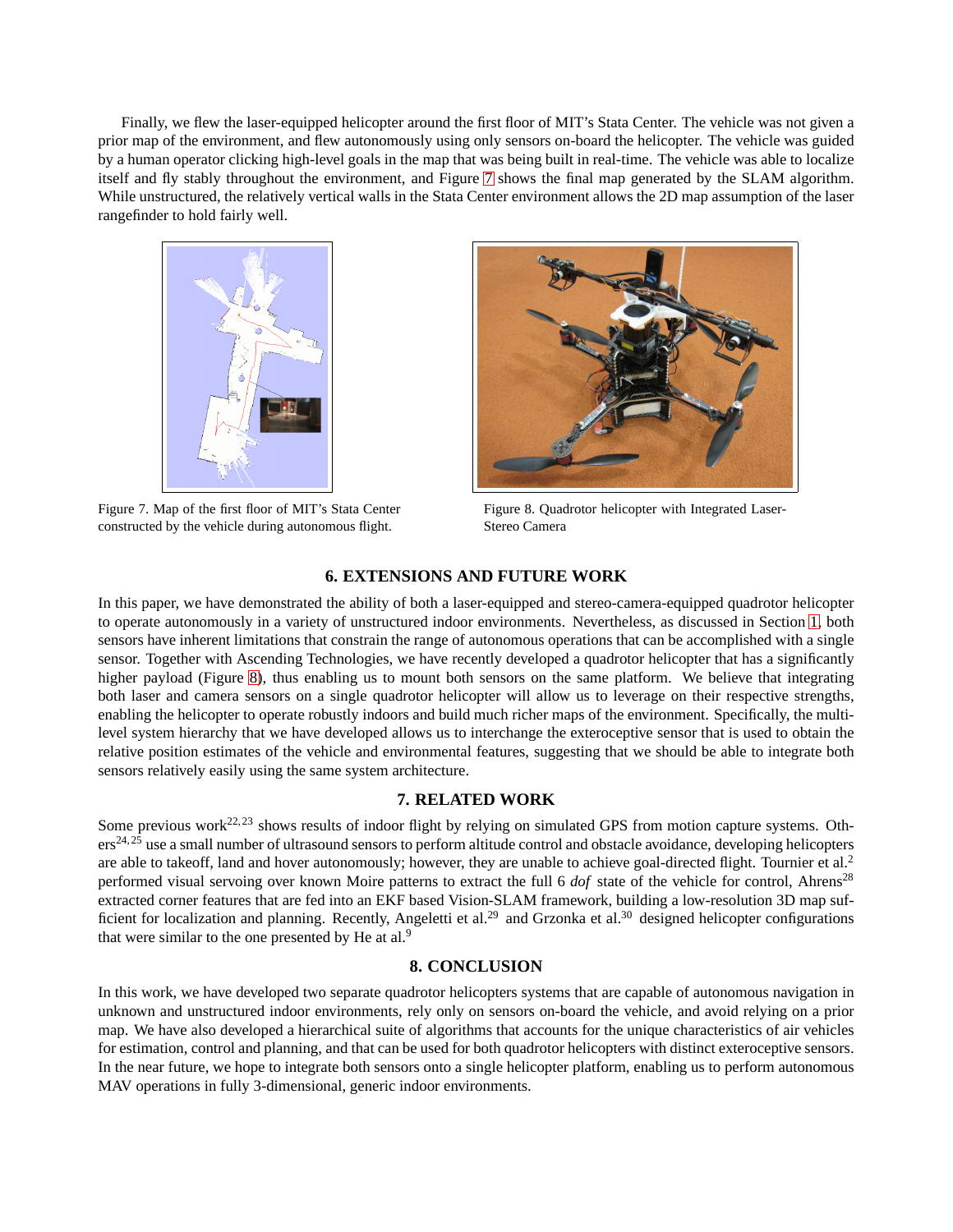Finally, we flew the laser-equipped helicopter around the first floor of MIT's Stata Center. The vehicle was not given a prior map of the environment, and flew autonomously using only sensors on-board the helicopter. The vehicle was guided by a human operator clicking high-level goals in the map that was being built in real-time. The vehicle was able to localize itself and fly stably throughout the environment, and Figure 7 shows the final map generated by the SLAM algorithm. While unstructured, the relatively vertical walls in the Stata Center environment allows the 2D map assumption of the laser rangefinder to hold fairly well.

Figure 7. Map of the first floor of MIT's Stata Center constructed by the vehicle during autonomous flight.

Figure 8. Quadrotor helicopter with Integrated Laser-Stereo Camera

## 6. EXTENSIONS AND FUTURE WORK

In this paper, we have demonstrated the ability of both a laser-equipped and stereo-camera-equipped quadrotor helicopter to operate autonomously in a variety of unstructured indoor environments. Nevertheless, as discussed in Section 1, both sensors have inherent limitations that constrain the range of autonomous operations that can be accomplished with a single sensor. Together with Ascending Technologies, we have recently developed a quadrotor helicopter that has a significantly higher payload (Figure 8), thus enabling us to mount both sensors on the same platform. We believe that integrating both laser and camera sensors on a single quadrotor helicopter will allow us to leverage on their respective strengths, enabling the helicopter to operate robustly indoors and build much richer maps of the environment. Specifically, the multi-level system hierarchy that we have developed allows us to interchange the exteroceptive sensor that is used to obtain the relative position estimates of the vehicle and environmental features, suggesting that we should be able to integrate both sensors relatively easily using the same system architecture.

## 7. RELATED WORK

Some previous work[22,23] shows results of indoor flight by relying on simulated GPS from motion capture systems. Others[24,25] use a small number of ultrasound sensors to perform altitude control and obstacle avoidance, developing helicopters are able to takeoff, land and hover autonomously; however, they are unable to achieve goal-directed flight. Tournier et al.[2] performed visual servoing over known Moire patterns to extract the full 6 *dof* state of the vehicle for control, Ahrens[28] extracted corner features that are fed into an EKF based Vision-SLAM framework, building a low-resolution 3D map sufficient for localization and planning. Recently, Angeletti et al.[29] and Grzonka et al.[30] designed helicopter configurations that were similar to the one presented by He at al.[9]

## 8. CONCLUSION

In this work, we have developed two separate quadrotor helicopters systems that are capable of autonomous navigation in unknown and unstructured indoor environments, rely only on sensors on-board the vehicle, and avoid relying on a prior map. We have also developed a hierarchical suite of algorithms that accounts for the unique characteristics of air vehicles for estimation, control and planning, and that can be used for both quadrotor helicopters with distinct exteroceptive sensors. In the near future, we hope to integrate both sensors onto a single helicopter platform, enabling us to perform autonomous MAV operations in fully 3-dimensional, generic indoor environments.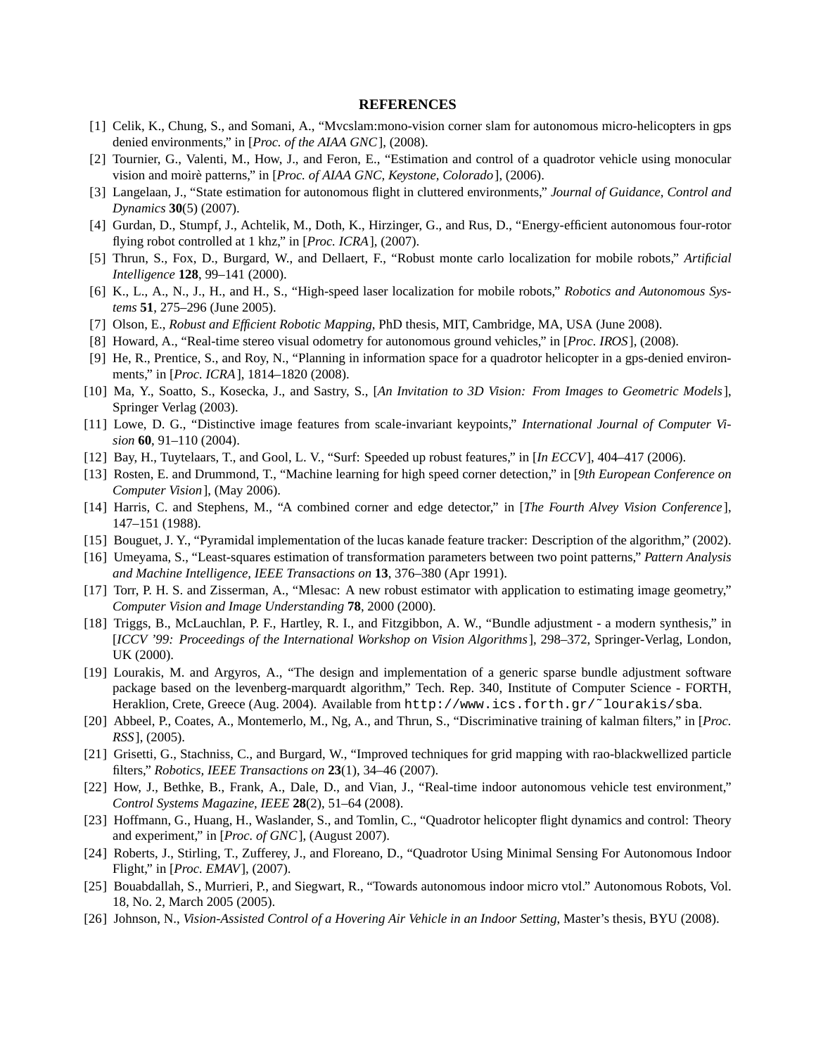## REFERENCES

[1] Celik, K., Chung, S., and Somani, A., "Mvcslam:mono-vision corner slam for autonomous micro-helicopters in gps denied environments," in [*Proc. of the AIAA GNC*], (2008).

[2] Tournier, G., Valenti, M., How, J., and Feron, E., "Estimation and control of a quadrotor vehicle using monocular vision and moirè patterns," in [*Proc. of AIAA GNC, Keystone, Colorado*], (2006).

[3] Langelaan, J., "State estimation for autonomous flight in cluttered environments," *Journal of Guidance, Control and Dynamics* **30**(5) (2007).

[4] Gurdan, D., Stumpf, J., Achtelik, M., Doth, K., Hirzinger, G., and Rus, D., "Energy-efficient autonomous four-rotor flying robot controlled at 1 khz," in [*Proc. ICRA*], (2007).

[5] Thrun, S., Fox, D., Burgard, W., and Dellaert, F., "Robust monte carlo localization for mobile robots," *Artificial Intelligence* **128**, 99–141 (2000).

[6] K., L., A., N., J., H., and H., S., "High-speed laser localization for mobile robots," *Robotics and Autonomous Systems* **51**, 275–296 (June 2005).

[7] Olson, E., *Robust and Efficient Robotic Mapping*, PhD thesis, MIT, Cambridge, MA, USA (June 2008).

[8] Howard, A., "Real-time stereo visual odometry for autonomous ground vehicles," in [*Proc. IROS*], (2008).

[9] He, R., Prentice, S., and Roy, N., "Planning in information space for a quadrotor helicopter in a gps-denied environments," in [*Proc. ICRA*], 1814–1820 (2008).

[10] Ma, Y., Soatto, S., Kosecka, J., and Sastry, S., [*An Invitation to 3D Vision: From Images to Geometric Models*], Springer Verlag (2003).

[11] Lowe, D. G., "Distinctive image features from scale-invariant keypoints," *International Journal of Computer Vision* **60**, 91–110 (2004).

[12] Bay, H., Tuytelaars, T., and Gool, L. V., "Surf: Speeded up robust features," in [*In ECCV*], 404–417 (2006).

[13] Rosten, E. and Drummond, T., "Machine learning for high speed corner detection," in [*9th European Conference on Computer Vision*], (May 2006).

[14] Harris, C. and Stephens, M., "A combined corner and edge detector," in [*The Fourth Alvey Vision Conference*], 147–151 (1988).

[15] Bouguet, J. Y., "Pyramidal implementation of the lucas kanade feature tracker: Description of the algorithm," (2002).

[16] Umeyama, S., "Least-squares estimation of transformation parameters between two point patterns," *Pattern Analysis and Machine Intelligence, IEEE Transactions on* **13**, 376–380 (Apr 1991).

[17] Torr, P. H. S. and Zisserman, A., "Mlesac: A new robust estimator with application to estimating image geometry," *Computer Vision and Image Understanding* **78**, 2000 (2000).

[18] Triggs, B., McLauchlan, P. F., Hartley, R. I., and Fitzgibbon, A. W., "Bundle adjustment - a modern synthesis," in [*ICCV '99: Proceedings of the International Workshop on Vision Algorithms*], 298–372, Springer-Verlag, London, UK (2000).

[19] Lourakis, M. and Argyros, A., "The design and implementation of a generic sparse bundle adjustment software package based on the levenberg-marquardt algorithm," Tech. Rep. 340, Institute of Computer Science - FORTH, Heraklion, Crete, Greece (Aug. 2004). Available from `http://www.ics.forth.gr/~lourakis/sba`.

[20] Abbeel, P., Coates, A., Montemerlo, M., Ng, A., and Thrun, S., "Discriminative training of kalman filters," in [*Proc. RSS*], (2005).

[21] Grisetti, G., Stachniss, C., and Burgard, W., "Improved techniques for grid mapping with rao-blackwellized particle filters," *Robotics, IEEE Transactions on* **23**(1), 34–46 (2007).

[22] How, J., Bethke, B., Frank, A., Dale, D., and Vian, J., "Real-time indoor autonomous vehicle test environment," *Control Systems Magazine, IEEE* **28**(2), 51–64 (2008).

[23] Hoffmann, G., Huang, H., Waslander, S., and Tomlin, C., "Quadrotor helicopter flight dynamics and control: Theory and experiment," in [*Proc. of GNC*], (August 2007).

[24] Roberts, J., Stirling, T., Zufferey, J., and Floreano, D., "Quadrotor Using Minimal Sensing For Autonomous Indoor Flight," in [*Proc. EMAV*], (2007).

[25] Bouabdallah, S., Murrieri, P., and Siegwart, R., "Towards autonomous indoor micro vtol." Autonomous Robots, Vol. 18, No. 2, March 2005 (2005).

[26] Johnson, N., *Vision-Assisted Control of a Hovering Air Vehicle in an Indoor Setting*, Master's thesis, BYU (2008).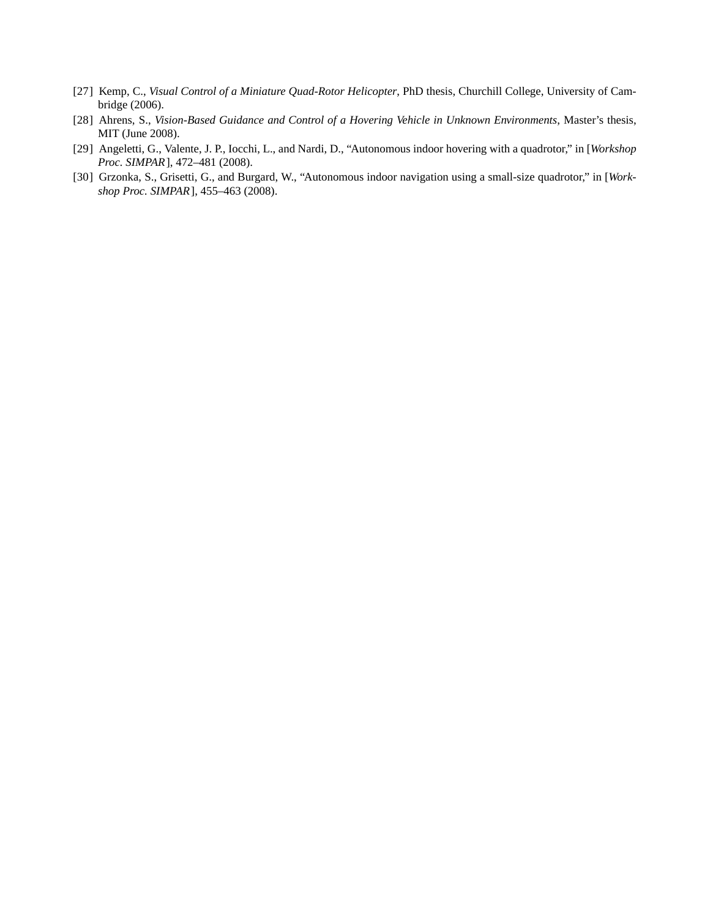[27] Kemp, C., *Visual Control of a Miniature Quad-Rotor Helicopter*, PhD thesis, Churchill College, University of Cambridge (2006).

[28] Ahrens, S., *Vision-Based Guidance and Control of a Hovering Vehicle in Unknown Environments*, Master's thesis, MIT (June 2008).

[29] Angeletti, G., Valente, J. P., Iocchi, L., and Nardi, D., "Autonomous indoor hovering with a quadrotor," in [*Workshop Proc. SIMPAR*], 472–481 (2008).

[30] Grzonka, S., Grisetti, G., and Burgard, W., "Autonomous indoor navigation using a small-size quadrotor," in [*Workshop Proc. SIMPAR*], 455–463 (2008).